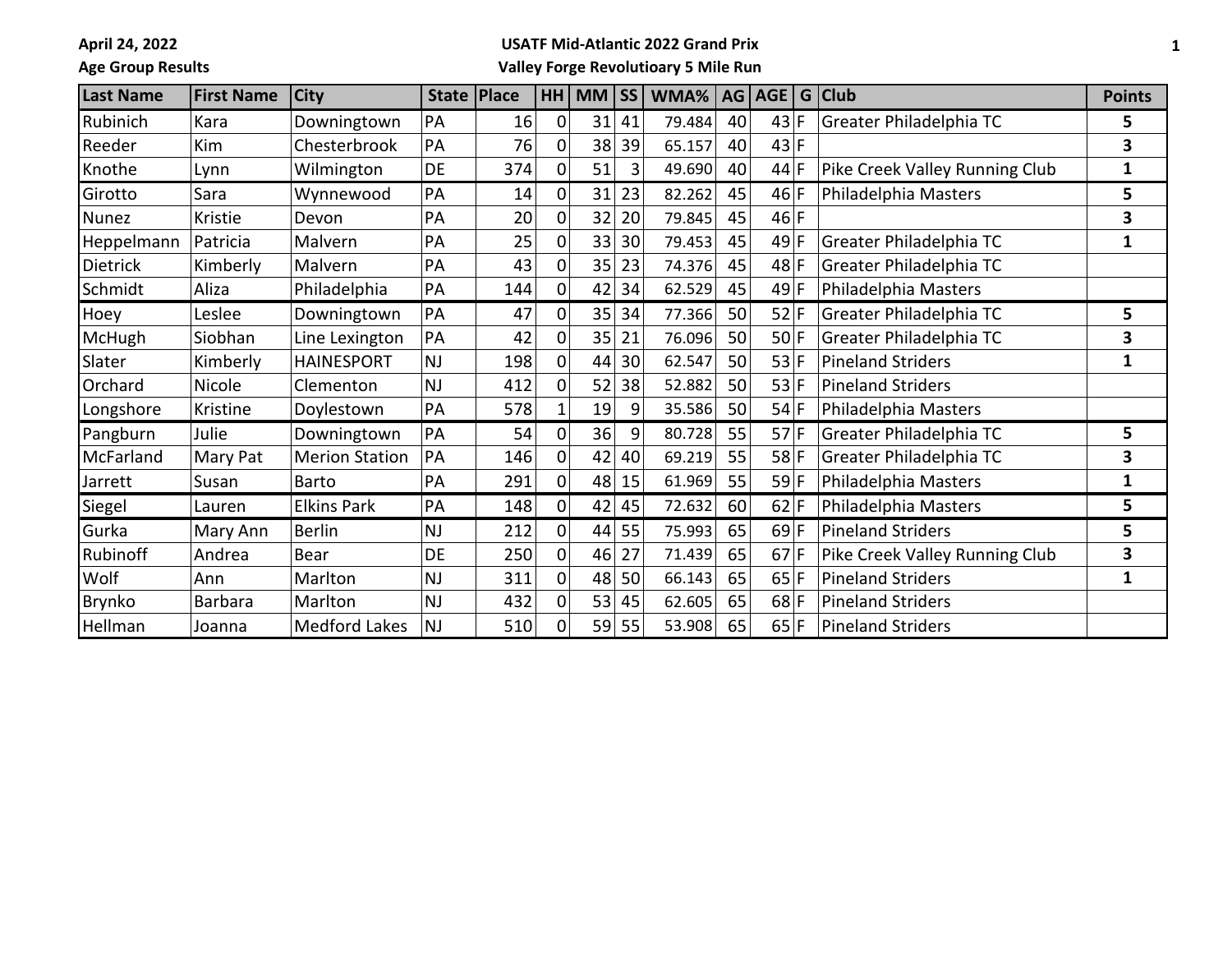April 24, 2022

Age Group Results

**USATF Mid-Atlantic 2022 Grand Prix**

**Valley Forge Revolutioary 5 Mile Run**

| Last Name | First Name | City | State | Place | HH | MM | SS | WMA% | AG | AGE | G | Club | Points |
|---|---|---|---|---|---|---|---|---|---|---|---|---|---|
| Rubinich | Kara | Downingtown | PA | 16 | 0 | 31 | 41 | 79.484 | 40 | 43 | F | Greater Philadelphia TC | 5 |
| Reeder | Kim | Chesterbrook | PA | 76 | 0 | 38 | 39 | 65.157 | 40 | 43 | F | | 3 |
| Knothe | Lynn | Wilmington | DE | 374 | 0 | 51 | 3 | 49.690 | 40 | 44 | F | Pike Creek Valley Running Club | 1 |
| Girotto | Sara | Wynnewood | PA | 14 | 0 | 31 | 23 | 82.262 | 45 | 46 | F | Philadelphia Masters | 5 |
| Nunez | Kristie | Devon | PA | 20 | 0 | 32 | 20 | 79.845 | 45 | 46 | F | | 3 |
| Heppelmann | Patricia | Malvern | PA | 25 | 0 | 33 | 30 | 79.453 | 45 | 49 | F | Greater Philadelphia TC | 1 |
| Dietrick | Kimberly | Malvern | PA | 43 | 0 | 35 | 23 | 74.376 | 45 | 48 | F | Greater Philadelphia TC | |
| Schmidt | Aliza | Philadelphia | PA | 144 | 0 | 42 | 34 | 62.529 | 45 | 49 | F | Philadelphia Masters | |
| Hoey | Leslee | Downingtown | PA | 47 | 0 | 35 | 34 | 77.366 | 50 | 52 | F | Greater Philadelphia TC | 5 |
| McHugh | Siobhan | Line Lexington | PA | 42 | 0 | 35 | 21 | 76.096 | 50 | 50 | F | Greater Philadelphia TC | 3 |
| Slater | Kimberly | HAINESPORT | NJ | 198 | 0 | 44 | 30 | 62.547 | 50 | 53 | F | Pineland Striders | 1 |
| Orchard | Nicole | Clementon | NJ | 412 | 0 | 52 | 38 | 52.882 | 50 | 53 | F | Pineland Striders | |
| Longshore | Kristine | Doylestown | PA | 578 | 1 | 19 | 9 | 35.586 | 50 | 54 | F | Philadelphia Masters | |
| Pangburn | Julie | Downingtown | PA | 54 | 0 | 36 | 9 | 80.728 | 55 | 57 | F | Greater Philadelphia TC | 5 |
| McFarland | Mary Pat | Merion Station | PA | 146 | 0 | 42 | 40 | 69.219 | 55 | 58 | F | Greater Philadelphia TC | 3 |
| Jarrett | Susan | Barto | PA | 291 | 0 | 48 | 15 | 61.969 | 55 | 59 | F | Philadelphia Masters | 1 |
| Siegel | Lauren | Elkins Park | PA | 148 | 0 | 42 | 45 | 72.632 | 60 | 62 | F | Philadelphia Masters | 5 |
| Gurka | Mary Ann | Berlin | NJ | 212 | 0 | 44 | 55 | 75.993 | 65 | 69 | F | Pineland Striders | 5 |
| Rubinoff | Andrea | Bear | DE | 250 | 0 | 46 | 27 | 71.439 | 65 | 67 | F | Pike Creek Valley Running Club | 3 |
| Wolf | Ann | Marlton | NJ | 311 | 0 | 48 | 50 | 66.143 | 65 | 65 | F | Pineland Striders | 1 |
| Brynko | Barbara | Marlton | NJ | 432 | 0 | 53 | 45 | 62.605 | 65 | 68 | F | Pineland Striders | |
| Hellman | Joanna | Medford Lakes | NJ | 510 | 0 | 59 | 55 | 53.908 | 65 | 65 | F | Pineland Striders | |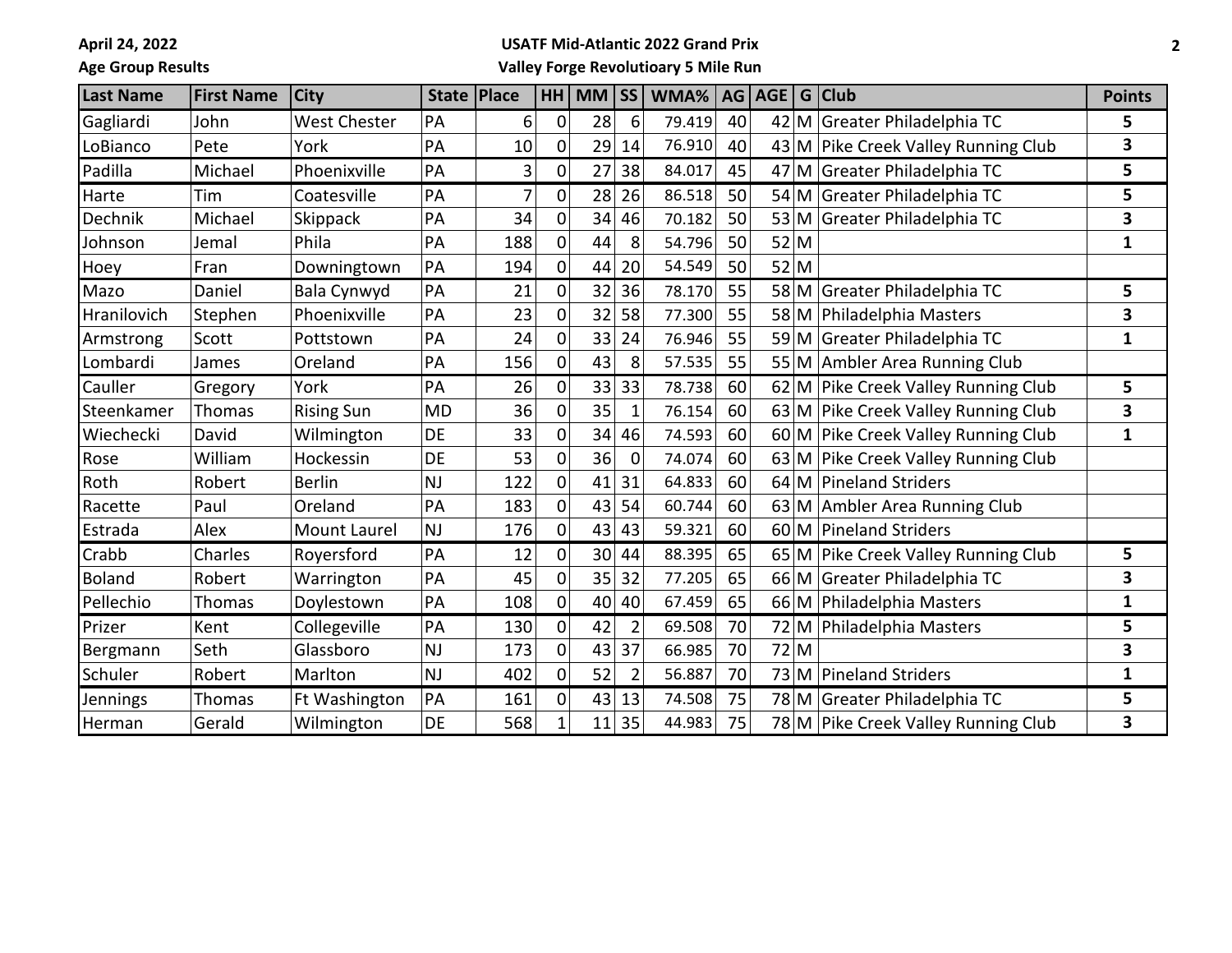April 24, 2022

Age Group Results

USATF Mid-Atlantic 2022 Grand Prix

Valley Forge Revolutioary 5 Mile Run

| Last Name | First Name | City | State | Place | HH | MM | SS | WMA% | AG | AGE | G | Club | Points |
|---|---|---|---|---|---|---|---|---|---|---|---|---|---|
| Gagliardi | John | West Chester | PA | 6 | 0 | 28 | 6 | 79.419 | 40 | 42 | M | Greater Philadelphia TC | 5 |
| LoBianco | Pete | York | PA | 10 | 0 | 29 | 14 | 76.910 | 40 | 43 | M | Pike Creek Valley Running Club | 3 |
| Padilla | Michael | Phoenixville | PA | 3 | 0 | 27 | 38 | 84.017 | 45 | 47 | M | Greater Philadelphia TC | 5 |
| Harte | Tim | Coatesville | PA | 7 | 0 | 28 | 26 | 86.518 | 50 | 54 | M | Greater Philadelphia TC | 5 |
| Dechnik | Michael | Skippack | PA | 34 | 0 | 34 | 46 | 70.182 | 50 | 53 | M | Greater Philadelphia TC | 3 |
| Johnson | Jemal | Phila | PA | 188 | 0 | 44 | 8 | 54.796 | 50 | 52 | M | | 1 |
| Hoey | Fran | Downingtown | PA | 194 | 0 | 44 | 20 | 54.549 | 50 | 52 | M | | |
| Mazo | Daniel | Bala Cynwyd | PA | 21 | 0 | 32 | 36 | 78.170 | 55 | 58 | M | Greater Philadelphia TC | 5 |
| Hranilovich | Stephen | Phoenixville | PA | 23 | 0 | 32 | 58 | 77.300 | 55 | 58 | M | Philadelphia Masters | 3 |
| Armstrong | Scott | Pottstown | PA | 24 | 0 | 33 | 24 | 76.946 | 55 | 59 | M | Greater Philadelphia TC | 1 |
| Lombardi | James | Oreland | PA | 156 | 0 | 43 | 8 | 57.535 | 55 | 55 | M | Ambler Area Running Club | |
| Cauller | Gregory | York | PA | 26 | 0 | 33 | 33 | 78.738 | 60 | 62 | M | Pike Creek Valley Running Club | 5 |
| Steenkamer | Thomas | Rising Sun | MD | 36 | 0 | 35 | 1 | 76.154 | 60 | 63 | M | Pike Creek Valley Running Club | 3 |
| Wiechecki | David | Wilmington | DE | 33 | 0 | 34 | 46 | 74.593 | 60 | 60 | M | Pike Creek Valley Running Club | 1 |
| Rose | William | Hockessin | DE | 53 | 0 | 36 | 0 | 74.074 | 60 | 63 | M | Pike Creek Valley Running Club | |
| Roth | Robert | Berlin | NJ | 122 | 0 | 41 | 31 | 64.833 | 60 | 64 | M | Pineland Striders | |
| Racette | Paul | Oreland | PA | 183 | 0 | 43 | 54 | 60.744 | 60 | 63 | M | Ambler Area Running Club | |
| Estrada | Alex | Mount Laurel | NJ | 176 | 0 | 43 | 43 | 59.321 | 60 | 60 | M | Pineland Striders | |
| Crabb | Charles | Royersford | PA | 12 | 0 | 30 | 44 | 88.395 | 65 | 65 | M | Pike Creek Valley Running Club | 5 |
| Boland | Robert | Warrington | PA | 45 | 0 | 35 | 32 | 77.205 | 65 | 66 | M | Greater Philadelphia TC | 3 |
| Pellechio | Thomas | Doylestown | PA | 108 | 0 | 40 | 40 | 67.459 | 65 | 66 | M | Philadelphia Masters | 1 |
| Prizer | Kent | Collegeville | PA | 130 | 0 | 42 | 2 | 69.508 | 70 | 72 | M | Philadelphia Masters | 5 |
| Bergmann | Seth | Glassboro | NJ | 173 | 0 | 43 | 37 | 66.985 | 70 | 72 | M | | 3 |
| Schuler | Robert | Marlton | NJ | 402 | 0 | 52 | 2 | 56.887 | 70 | 73 | M | Pineland Striders | 1 |
| Jennings | Thomas | Ft Washington | PA | 161 | 0 | 43 | 13 | 74.508 | 75 | 78 | M | Greater Philadelphia TC | 5 |
| Herman | Gerald | Wilmington | DE | 568 | 1 | 11 | 35 | 44.983 | 75 | 78 | M | Pike Creek Valley Running Club | 3 |